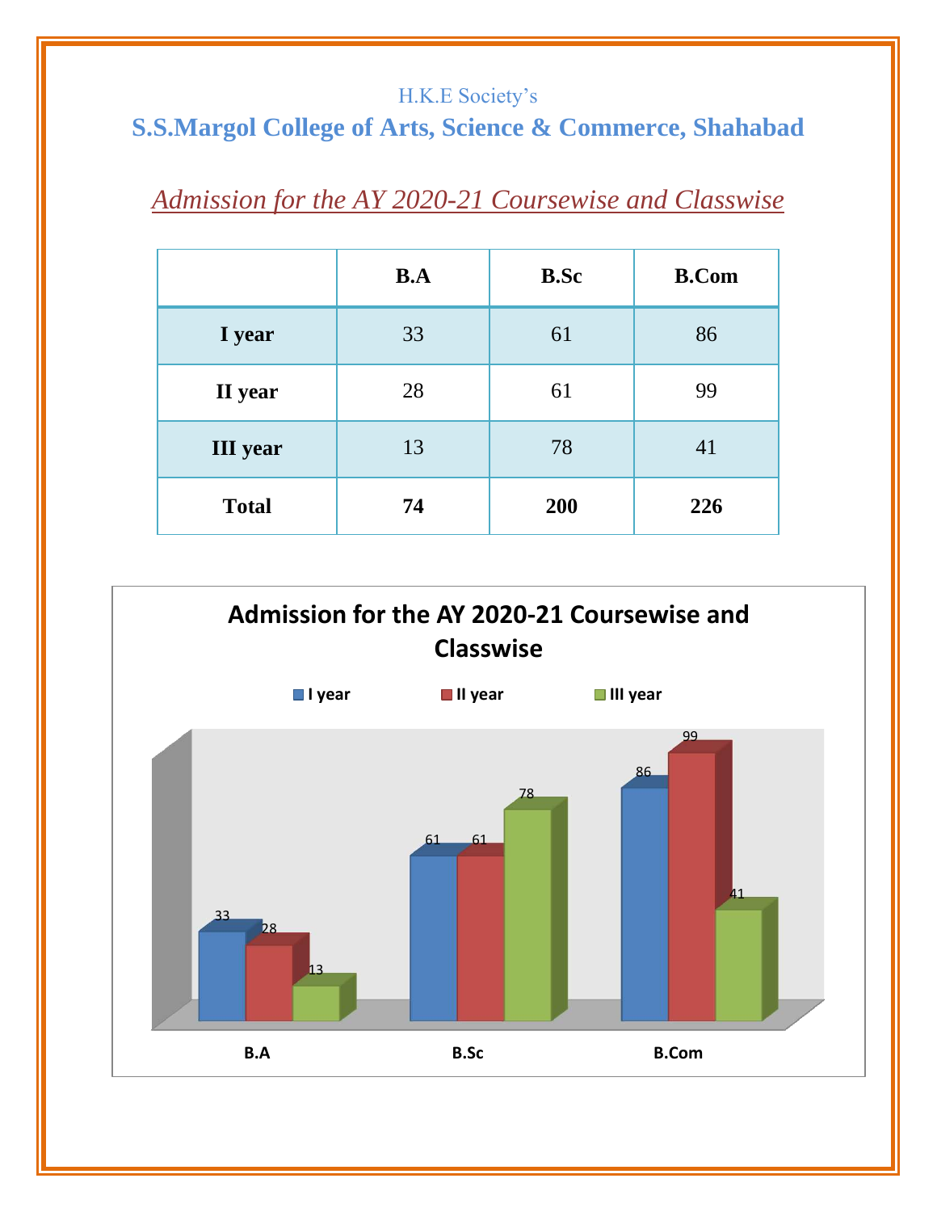H.K.E Society's

# S.S.Margol College of Arts, Science & Commerce, Shahabad

## *Admission for the AY 2020-21 Coursewise and Classwise*

| | B.A | B.Sc | B.Com |
|---|---|---|---|
| **I year** | 33 | 61 | 86 |
| **II year** | 28 | 61 | 99 |
| **III year** | 13 | 78 | 41 |
| **Total** | **74** | **200** | **226** |

**Admission for the AY 2020-21 Coursewise and Classwise**

| | I year | II year | III year |
|---|---|---|---|
| B.A | 33 | 28 | 13 |
| B.Sc | 61 | 61 | 78 |
| B.Com | 86 | 99 | 41 |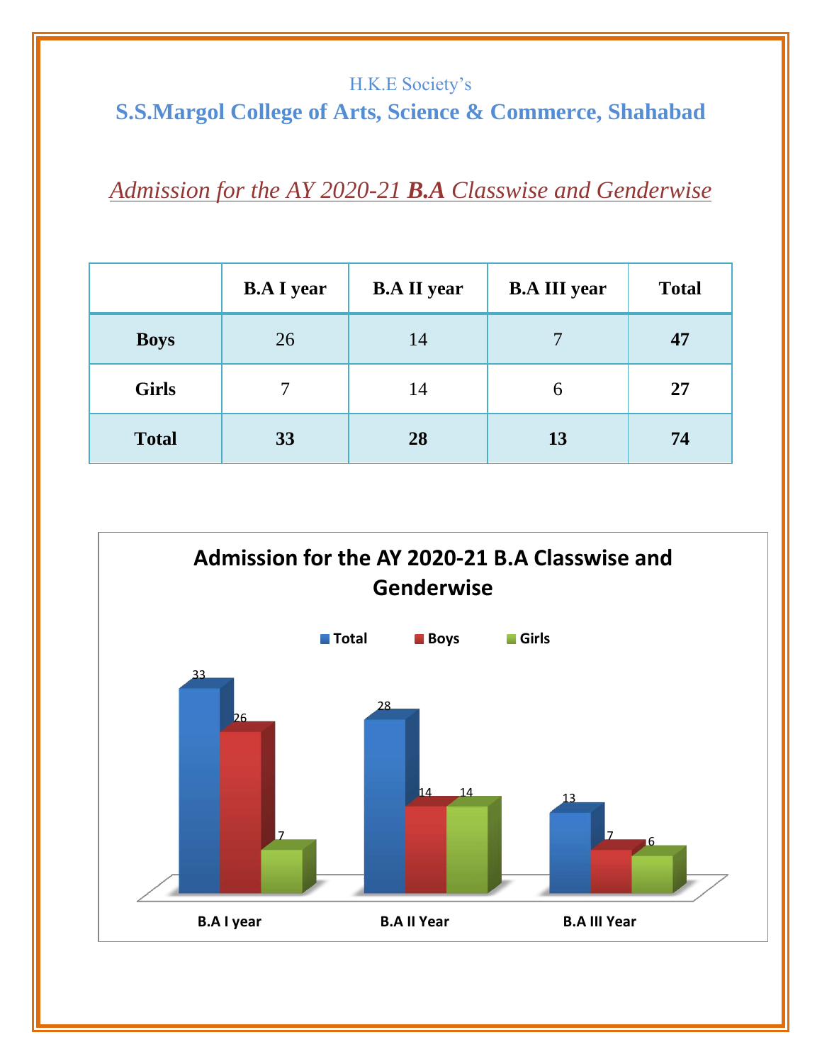H.K.E Society's

# S.S.Margol College of Arts, Science & Commerce, Shahabad

## *Admission for the AY 2020-21 **B.A** Classwise and Genderwise*

| | B.A I year | B.A II year | B.A III year | Total |
|---|---|---|---|---|
| **Boys** | 26 | 14 | 7 | **47** |
| **Girls** | 7 | 14 | 6 | **27** |
| **Total** | **33** | **28** | **13** | **74** |

**Admission for the AY 2020-21 B.A Classwise and Genderwise**

| | Total | Boys | Girls |
|---|---|---|---|
| B.A I year | 33 | 26 | 7 |
| B.A II Year | 28 | 14 | 14 |
| B.A III Year | 13 | 7 | 6 |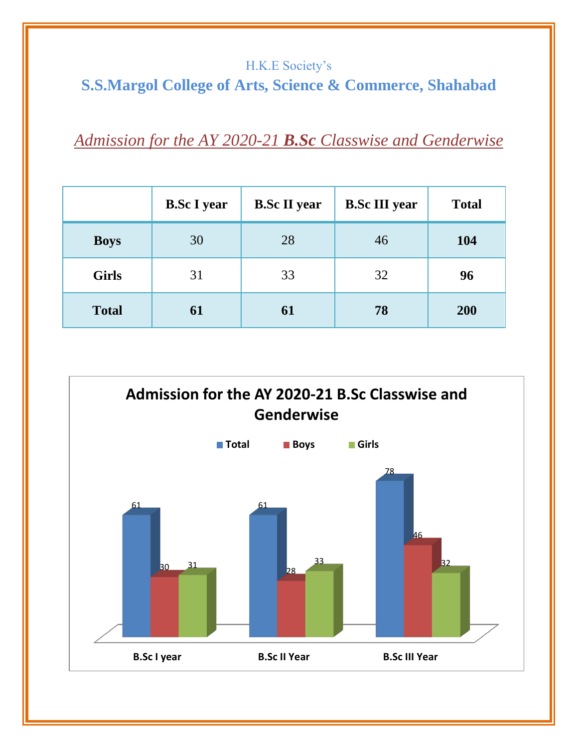H.K.E Society's

## S.S.Margol College of Arts, Science & Commerce, Shahabad

### *Admission for the AY 2020-21 **B.Sc** Classwise and Genderwise*

| | B.Sc I year | B.Sc II year | B.Sc III year | Total |
|---|---|---|---|---|
| **Boys** | 30 | 28 | 46 | **104** |
| **Girls** | 31 | 33 | 32 | **96** |
| **Total** | **61** | **61** | **78** | **200** |

**Admission for the AY 2020-21 B.Sc Classwise and Genderwise**

| | Total | Boys | Girls |
|---|---|---|---|
| B.Sc I year | 61 | 30 | 31 |
| B.Sc II Year | 61 | 28 | 33 |
| B.Sc III Year | 78 | 46 | 32 |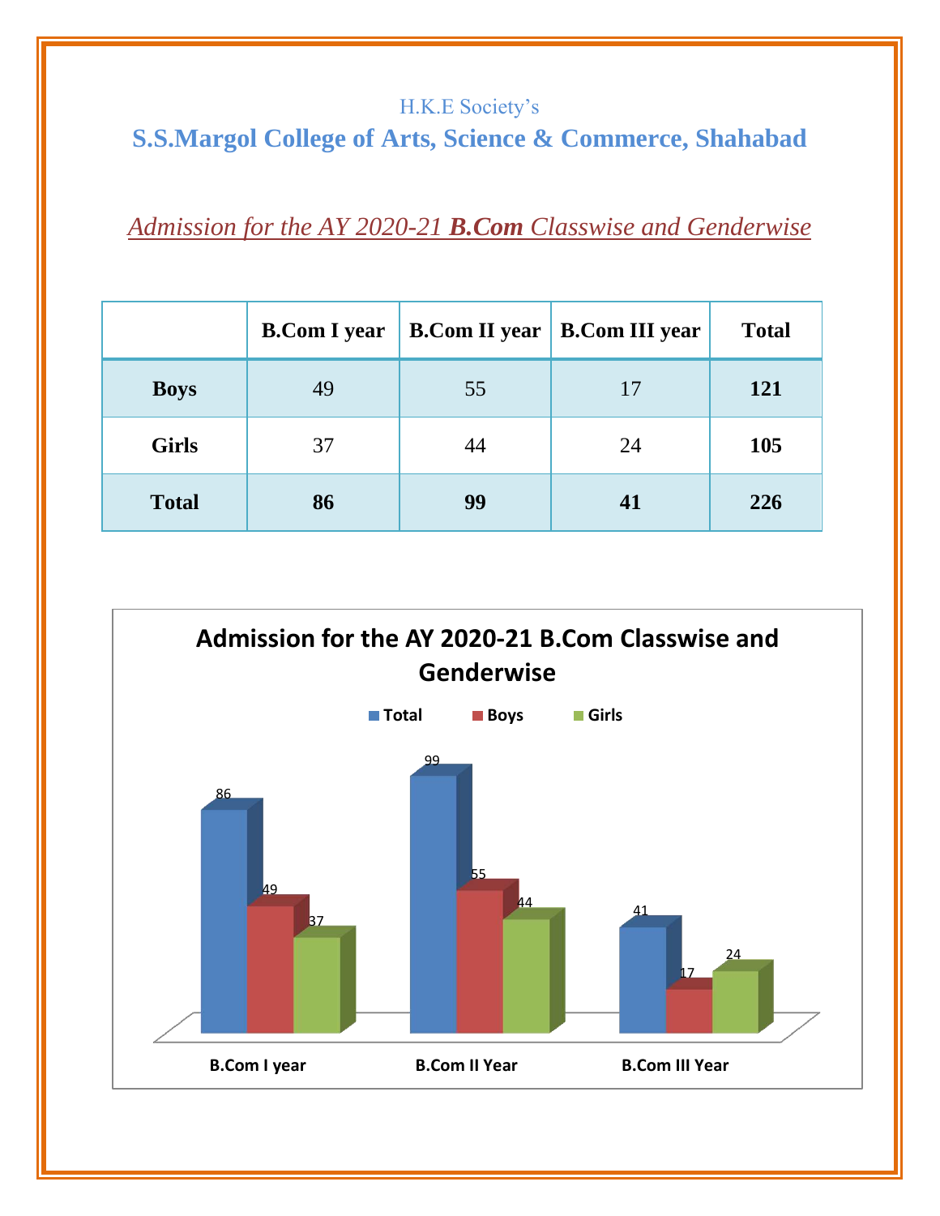H.K.E Society's

## S.S.Margol College of Arts, Science & Commerce, Shahabad

### *Admission for the AY 2020-21 **B.Com** Classwise and Genderwise*

| | B.Com I year | B.Com II year | B.Com III year | Total |
|---|---|---|---|---|
| **Boys** | 49 | 55 | 17 | **121** |
| **Girls** | 37 | 44 | 24 | **105** |
| **Total** | **86** | **99** | **41** | **226** |

**Admission for the AY 2020-21 B.Com Classwise and Genderwise**

Total Boys Girls

86 49 37

99 55 44

41 17 24

B.Com I year B.Com II Year B.Com III Year